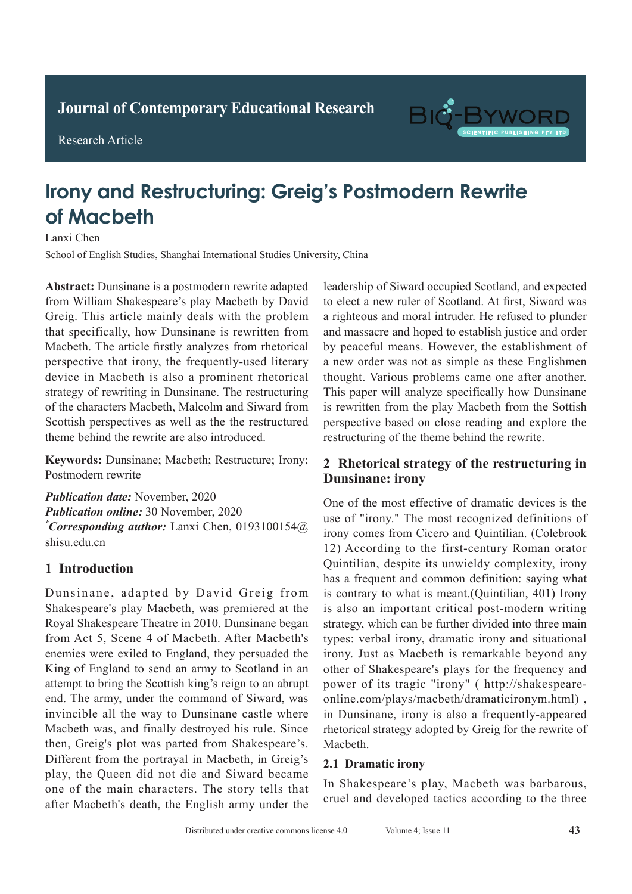Journal of Contemporary Educational Research

Research Article

# Irony and Restructuring: Greig's Postmodern Rewrite of Macbeth

Lanxi Chen

School of English Studies, Shanghai International Studies University, China

**Abstract:** Dunsinane is a postmodern rewrite adapted from William Shakespeare's play Macbeth by David Greig. This article mainly deals with the problem that specifically, how Dunsinane is rewritten from Macbeth. The article firstly analyzes from rhetorical perspective that irony, the frequently-used literary device in Macbeth is also a prominent rhetorical strategy of rewriting in Dunsinane. The restructuring of the characters Macbeth, Malcolm and Siward from Scottish perspectives as well as the the restructured theme behind the rewrite are also introduced.

**Keywords:** Dunsinane; Macbeth; Restructure; Irony; Postmodern rewrite

***Publication date:*** November, 2020
***Publication online:*** 30 November, 2020
[*]***Corresponding author:*** Lanxi Chen, 0193100154@shisu.edu.cn

## 1 Introduction

Dunsinane, adapted by David Greig from Shakespeare's play Macbeth, was premiered at the Royal Shakespeare Theatre in 2010. Dunsinane began from Act 5, Scene 4 of Macbeth. After Macbeth's enemies were exiled to England, they persuaded the King of England to send an army to Scotland in an attempt to bring the Scottish king's reign to an abrupt end. The army, under the command of Siward, was invincible all the way to Dunsinane castle where Macbeth was, and finally destroyed his rule. Since then, Greig's plot was parted from Shakespeare's. Different from the portrayal in Macbeth, in Greig's play, the Queen did not die and Siward became one of the main characters. The story tells that after Macbeth's death, the English army under the leadership of Siward occupied Scotland, and expected to elect a new ruler of Scotland. At first, Siward was a righteous and moral intruder. He refused to plunder and massacre and hoped to establish justice and order by peaceful means. However, the establishment of a new order was not as simple as these Englishmen thought. Various problems came one after another. This paper will analyze specifically how Dunsinane is rewritten from the play Macbeth from the Sottish perspective based on close reading and explore the restructuring of the theme behind the rewrite.

## 2 Rhetorical strategy of the restructuring in Dunsinane: irony

One of the most effective of dramatic devices is the use of "irony." The most recognized definitions of irony comes from Cicero and Quintilian. (Colebrook 12) According to the first-century Roman orator Quintilian, despite its unwieldy complexity, irony has a frequent and common definition: saying what is contrary to what is meant.(Quintilian, 401) Irony is also an important critical post-modern writing strategy, which can be further divided into three main types: verbal irony, dramatic irony and situational irony. Just as Macbeth is remarkable beyond any other of Shakespeare's plays for the frequency and power of its tragic "irony" ( http://shakespeare-online.com/plays/macbeth/dramaticironym.html) , in Dunsinane, irony is also a frequently-appeared rhetorical strategy adopted by Greig for the rewrite of Macbeth.

### 2.1 Dramatic irony

In Shakespeare's play, Macbeth was barbarous, cruel and developed tactics according to the three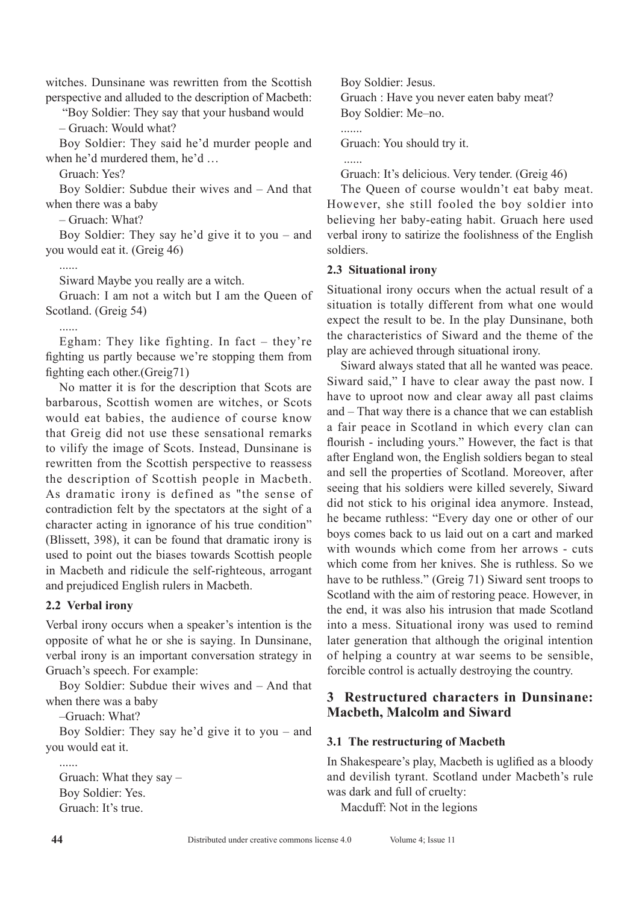witches. Dunsinane was rewritten from the Scottish perspective and alluded to the description of Macbeth:

"Boy Soldier: They say that your husband would

– Gruach: Would what?

Boy Soldier: They said he'd murder people and when he'd murdered them, he'd …

Gruach: Yes?

Boy Soldier: Subdue their wives and – And that when there was a baby

– Gruach: What?

Boy Soldier: They say he'd give it to you – and you would eat it. (Greig 46)

......

Siward Maybe you really are a witch.

Gruach: I am not a witch but I am the Queen of Scotland. (Greig 54)

......

Egham: They like fighting. In fact – they're fighting us partly because we're stopping them from fighting each other.(Greig71)

No matter it is for the description that Scots are barbarous, Scottish women are witches, or Scots would eat babies, the audience of course know that Greig did not use these sensational remarks to vilify the image of Scots. Instead, Dunsinane is rewritten from the Scottish perspective to reassess the description of Scottish people in Macbeth. As dramatic irony is defined as "the sense of contradiction felt by the spectators at the sight of a character acting in ignorance of his true condition" (Blissett, 398), it can be found that dramatic irony is used to point out the biases towards Scottish people in Macbeth and ridicule the self-righteous, arrogant and prejudiced English rulers in Macbeth.

### 2.2 Verbal irony

Verbal irony occurs when a speaker's intention is the opposite of what he or she is saying. In Dunsinane, verbal irony is an important conversation strategy in Gruach's speech. For example:

Boy Soldier: Subdue their wives and – And that when there was a baby

–Gruach: What?

Boy Soldier: They say he'd give it to you – and you would eat it.

......

Gruach: What they say –

Boy Soldier: Yes.

Gruach: It's true.

Boy Soldier: Jesus.

Gruach : Have you never eaten baby meat?

Boy Soldier: Me–no.

.......

Gruach: You should try it.

......

Gruach: It's delicious. Very tender. (Greig 46)

The Queen of course wouldn't eat baby meat. However, she still fooled the boy soldier into believing her baby-eating habit. Gruach here used verbal irony to satirize the foolishness of the English soldiers.

### 2.3 Situational irony

Situational irony occurs when the actual result of a situation is totally different from what one would expect the result to be. In the play Dunsinane, both the characteristics of Siward and the theme of the play are achieved through situational irony.

Siward always stated that all he wanted was peace. Siward said," I have to clear away the past now. I have to uproot now and clear away all past claims and – That way there is a chance that we can establish a fair peace in Scotland in which every clan can flourish - including yours." However, the fact is that after England won, the English soldiers began to steal and sell the properties of Scotland. Moreover, after seeing that his soldiers were killed severely, Siward did not stick to his original idea anymore. Instead, he became ruthless: "Every day one or other of our boys comes back to us laid out on a cart and marked with wounds which come from her arrows - cuts which come from her knives. She is ruthless. So we have to be ruthless." (Greig 71) Siward sent troops to Scotland with the aim of restoring peace. However, in the end, it was also his intrusion that made Scotland into a mess. Situational irony was used to remind later generation that although the original intention of helping a country at war seems to be sensible, forcible control is actually destroying the country.

## 3 Restructured characters in Dunsinane: Macbeth, Malcolm and Siward

### 3.1 The restructuring of Macbeth

In Shakespeare's play, Macbeth is uglified as a bloody and devilish tyrant. Scotland under Macbeth's rule was dark and full of cruelty:

Macduff: Not in the legions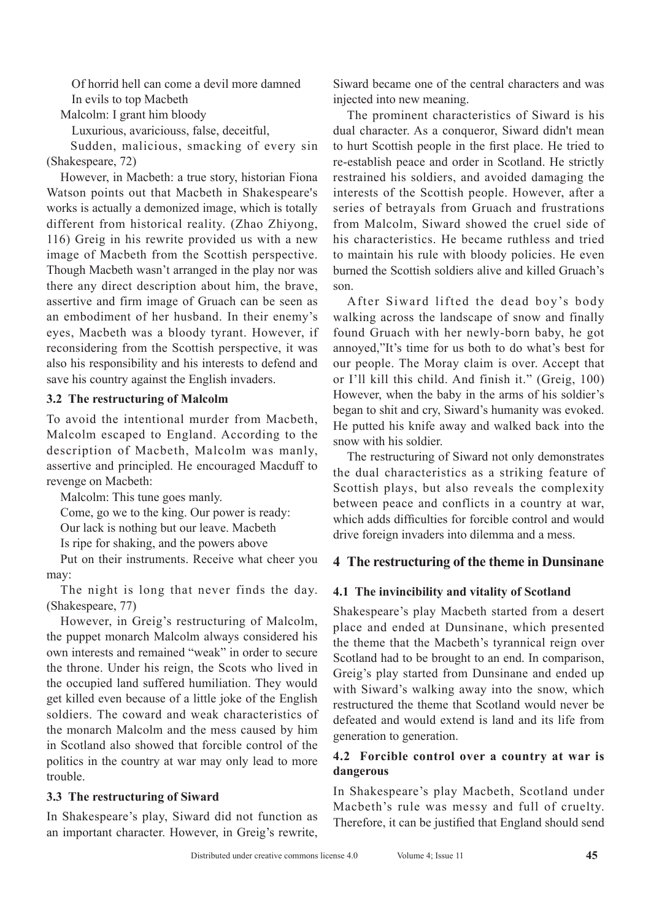Of horrid hell can come a devil more damned

In evils to top Macbeth

Malcolm: I grant him bloody

Luxurious, avariciouss, false, deceitful,

Sudden, malicious, smacking of every sin (Shakespeare, 72)

However, in Macbeth: a true story, historian Fiona Watson points out that Macbeth in Shakespeare's works is actually a demonized image, which is totally different from historical reality. (Zhao Zhiyong, 116) Greig in his rewrite provided us with a new image of Macbeth from the Scottish perspective. Though Macbeth wasn't arranged in the play nor was there any direct description about him, the brave, assertive and firm image of Gruach can be seen as an embodiment of her husband. In their enemy's eyes, Macbeth was a bloody tyrant. However, if reconsidering from the Scottish perspective, it was also his responsibility and his interests to defend and save his country against the English invaders.

### 3.2 The restructuring of Malcolm

To avoid the intentional murder from Macbeth, Malcolm escaped to England. According to the description of Macbeth, Malcolm was manly, assertive and principled. He encouraged Macduff to revenge on Macbeth:

Malcolm: This tune goes manly.

Come, go we to the king. Our power is ready:

Our lack is nothing but our leave. Macbeth

Is ripe for shaking, and the powers above

Put on their instruments. Receive what cheer you may:

The night is long that never finds the day. (Shakespeare, 77)

However, in Greig's restructuring of Malcolm, the puppet monarch Malcolm always considered his own interests and remained "weak" in order to secure the throne. Under his reign, the Scots who lived in the occupied land suffered humiliation. They would get killed even because of a little joke of the English soldiers. The coward and weak characteristics of the monarch Malcolm and the mess caused by him in Scotland also showed that forcible control of the politics in the country at war may only lead to more trouble.

### 3.3 The restructuring of Siward

In Shakespeare's play, Siward did not function as an important character. However, in Greig's rewrite, Siward became one of the central characters and was injected into new meaning.

The prominent characteristics of Siward is his dual character. As a conqueror, Siward didn't mean to hurt Scottish people in the first place. He tried to re-establish peace and order in Scotland. He strictly restrained his soldiers, and avoided damaging the interests of the Scottish people. However, after a series of betrayals from Gruach and frustrations from Malcolm, Siward showed the cruel side of his characteristics. He became ruthless and tried to maintain his rule with bloody policies. He even burned the Scottish soldiers alive and killed Gruach's son.

After Siward lifted the dead boy's body walking across the landscape of snow and finally found Gruach with her newly-born baby, he got annoyed,"It's time for us both to do what's best for our people. The Moray claim is over. Accept that or I'll kill this child. And finish it." (Greig, 100) However, when the baby in the arms of his soldier's began to shit and cry, Siward's humanity was evoked. He putted his knife away and walked back into the snow with his soldier.

The restructuring of Siward not only demonstrates the dual characteristics as a striking feature of Scottish plays, but also reveals the complexity between peace and conflicts in a country at war, which adds difficulties for forcible control and would drive foreign invaders into dilemma and a mess.

## 4 The restructuring of the theme in Dunsinane

### 4.1 The invincibility and vitality of Scotland

Shakespeare's play Macbeth started from a desert place and ended at Dunsinane, which presented the theme that the Macbeth's tyrannical reign over Scotland had to be brought to an end. In comparison, Greig's play started from Dunsinane and ended up with Siward's walking away into the snow, which restructured the theme that Scotland would never be defeated and would extend is land and its life from generation to generation.

### 4.2 Forcible control over a country at war is dangerous

In Shakespeare's play Macbeth, Scotland under Macbeth's rule was messy and full of cruelty. Therefore, it can be justified that England should send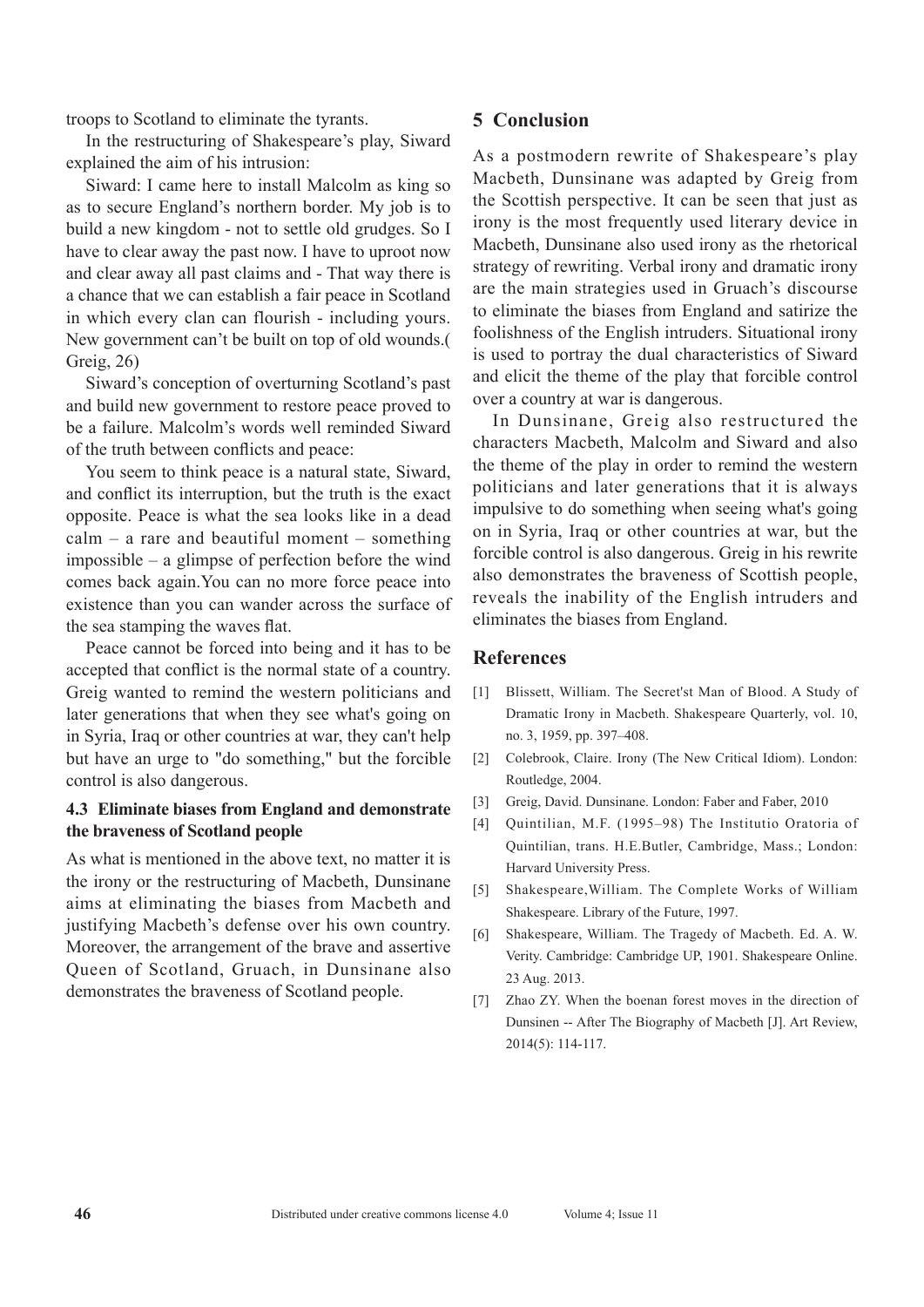troops to Scotland to eliminate the tyrants.

In the restructuring of Shakespeare's play, Siward explained the aim of his intrusion:

Siward: I came here to install Malcolm as king so as to secure England's northern border. My job is to build a new kingdom - not to settle old grudges. So I have to clear away the past now. I have to uproot now and clear away all past claims and - That way there is a chance that we can establish a fair peace in Scotland in which every clan can flourish - including yours. New government can't be built on top of old wounds.( Greig, 26)

Siward's conception of overturning Scotland's past and build new government to restore peace proved to be a failure. Malcolm's words well reminded Siward of the truth between conflicts and peace:

You seem to think peace is a natural state, Siward, and conflict its interruption, but the truth is the exact opposite. Peace is what the sea looks like in a dead calm – a rare and beautiful moment – something impossible – a glimpse of perfection before the wind comes back again.You can no more force peace into existence than you can wander across the surface of the sea stamping the waves flat.

Peace cannot be forced into being and it has to be accepted that conflict is the normal state of a country. Greig wanted to remind the western politicians and later generations that when they see what's going on in Syria, Iraq or other countries at war, they can't help but have an urge to "do something," but the forcible control is also dangerous.

### 4.3 Eliminate biases from England and demonstrate the braveness of Scotland people

As what is mentioned in the above text, no matter it is the irony or the restructuring of Macbeth, Dunsinane aims at eliminating the biases from Macbeth and justifying Macbeth's defense over his own country. Moreover, the arrangement of the brave and assertive Queen of Scotland, Gruach, in Dunsinane also demonstrates the braveness of Scotland people.

## 5 Conclusion

As a postmodern rewrite of Shakespeare's play Macbeth, Dunsinane was adapted by Greig from the Scottish perspective. It can be seen that just as irony is the most frequently used literary device in Macbeth, Dunsinane also used irony as the rhetorical strategy of rewriting. Verbal irony and dramatic irony are the main strategies used in Gruach's discourse to eliminate the biases from England and satirize the foolishness of the English intruders. Situational irony is used to portray the dual characteristics of Siward and elicit the theme of the play that forcible control over a country at war is dangerous.

In Dunsinane, Greig also restructured the characters Macbeth, Malcolm and Siward and also the theme of the play in order to remind the western politicians and later generations that it is always impulsive to do something when seeing what's going on in Syria, Iraq or other countries at war, but the forcible control is also dangerous. Greig in his rewrite also demonstrates the braveness of Scottish people, reveals the inability of the English intruders and eliminates the biases from England.

## References

[1] Blissett, William. The Secret'st Man of Blood. A Study of Dramatic Irony in Macbeth. Shakespeare Quarterly, vol. 10, no. 3, 1959, pp. 397–408.

[2] Colebrook, Claire. Irony (The New Critical Idiom). London: Routledge, 2004.

[3] Greig, David. Dunsinane. London: Faber and Faber, 2010

[4] Quintilian, M.F. (1995–98) The Institutio Oratoria of Quintilian, trans. H.E.Butler, Cambridge, Mass.; London: Harvard University Press.

[5] Shakespeare,William. The Complete Works of William Shakespeare. Library of the Future, 1997.

[6] Shakespeare, William. The Tragedy of Macbeth. Ed. A. W. Verity. Cambridge: Cambridge UP, 1901. Shakespeare Online. 23 Aug. 2013.

[7] Zhao ZY. When the boenan forest moves in the direction of Dunsinen -- After The Biography of Macbeth [J]. Art Review, 2014(5): 114-117.